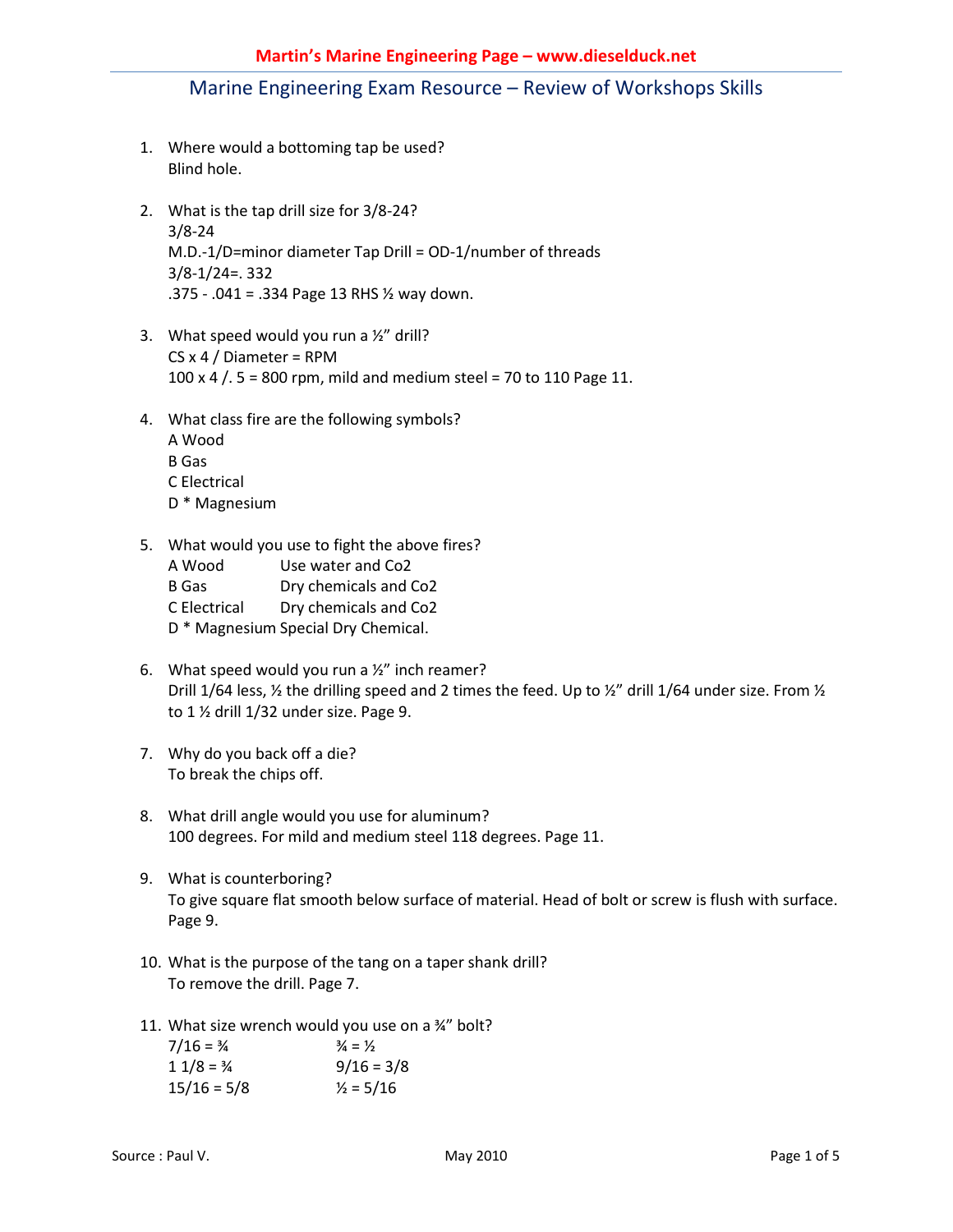# Marine Engineering Exam Resource – Review of Workshops Skills

1. Where would a bottoming tap be used?
   Blind hole.

2. What is the tap drill size for 3/8-24?
   3/8-24
   M.D.-1/D=minor diameter Tap Drill = OD-1/number of threads
   3/8-1/24=. 332
   .375 - .041 = .334 Page 13 RHS ½ way down.

3. What speed would you run a ½" drill?
   CS x 4 / Diameter = RPM
   100 x 4 /. 5 = 800 rpm, mild and medium steel = 70 to 110 Page 11.

4. What class fire are the following symbols?
   A Wood
   B Gas
   C Electrical
   D * Magnesium

5. What would you use to fight the above fires?
   A Wood Use water and Co2
   B Gas Dry chemicals and Co2
   C Electrical Dry chemicals and Co2
   D * Magnesium Special Dry Chemical.

6. What speed would you run a ½" inch reamer?
   Drill 1/64 less, ½ the drilling speed and 2 times the feed. Up to ½" drill 1/64 under size. From ½ to 1 ½ drill 1/32 under size. Page 9.

7. Why do you back off a die?
   To break the chips off.

8. What drill angle would you use for aluminum?
   100 degrees. For mild and medium steel 118 degrees. Page 11.

9. What is counterboring?
   To give square flat smooth below surface of material. Head of bolt or screw is flush with surface. Page 9.

10. What is the purpose of the tang on a taper shank drill?
    To remove the drill. Page 7.

11. What size wrench would you use on a ¾" bolt?

| | |
|---|---|
| 7/16 = ¾ | ¾ = ½ |
| 1 1/8 = ¾ | 9/16 = 3/8 |
| 15/16 = 5/8 | ½ = 5/16 |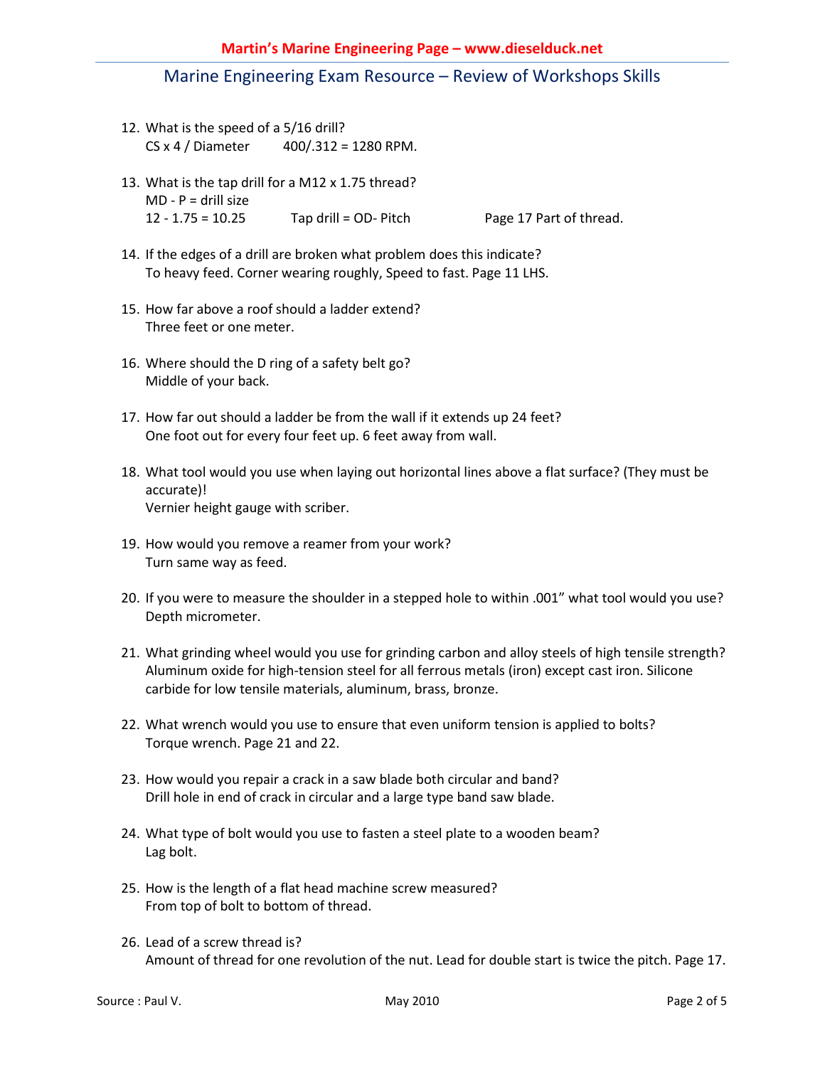12. What is the speed of a 5/16 drill?
    CS x 4 / Diameter        400/.312 = 1280 RPM.

13. What is the tap drill for a M12 x 1.75 thread?
    MD - P = drill size
    12 - 1.75 = 10.25        Tap drill = OD- Pitch        Page 17 Part of thread.

14. If the edges of a drill are broken what problem does this indicate?
    To heavy feed. Corner wearing roughly, Speed to fast. Page 11 LHS.

15. How far above a roof should a ladder extend?
    Three feet or one meter.

16. Where should the D ring of a safety belt go?
    Middle of your back.

17. How far out should a ladder be from the wall if it extends up 24 feet?
    One foot out for every four feet up. 6 feet away from wall.

18. What tool would you use when laying out horizontal lines above a flat surface? (They must be accurate)!
    Vernier height gauge with scriber.

19. How would you remove a reamer from your work?
    Turn same way as feed.

20. If you were to measure the shoulder in a stepped hole to within .001" what tool would you use?
    Depth micrometer.

21. What grinding wheel would you use for grinding carbon and alloy steels of high tensile strength?
    Aluminum oxide for high-tension steel for all ferrous metals (iron) except cast iron. Silicone carbide for low tensile materials, aluminum, brass, bronze.

22. What wrench would you use to ensure that even uniform tension is applied to bolts?
    Torque wrench. Page 21 and 22.

23. How would you repair a crack in a saw blade both circular and band?
    Drill hole in end of crack in circular and a large type band saw blade.

24. What type of bolt would you use to fasten a steel plate to a wooden beam?
    Lag bolt.

25. How is the length of a flat head machine screw measured?
    From top of bolt to bottom of thread.

26. Lead of a screw thread is?
    Amount of thread for one revolution of the nut. Lead for double start is twice the pitch. Page 17.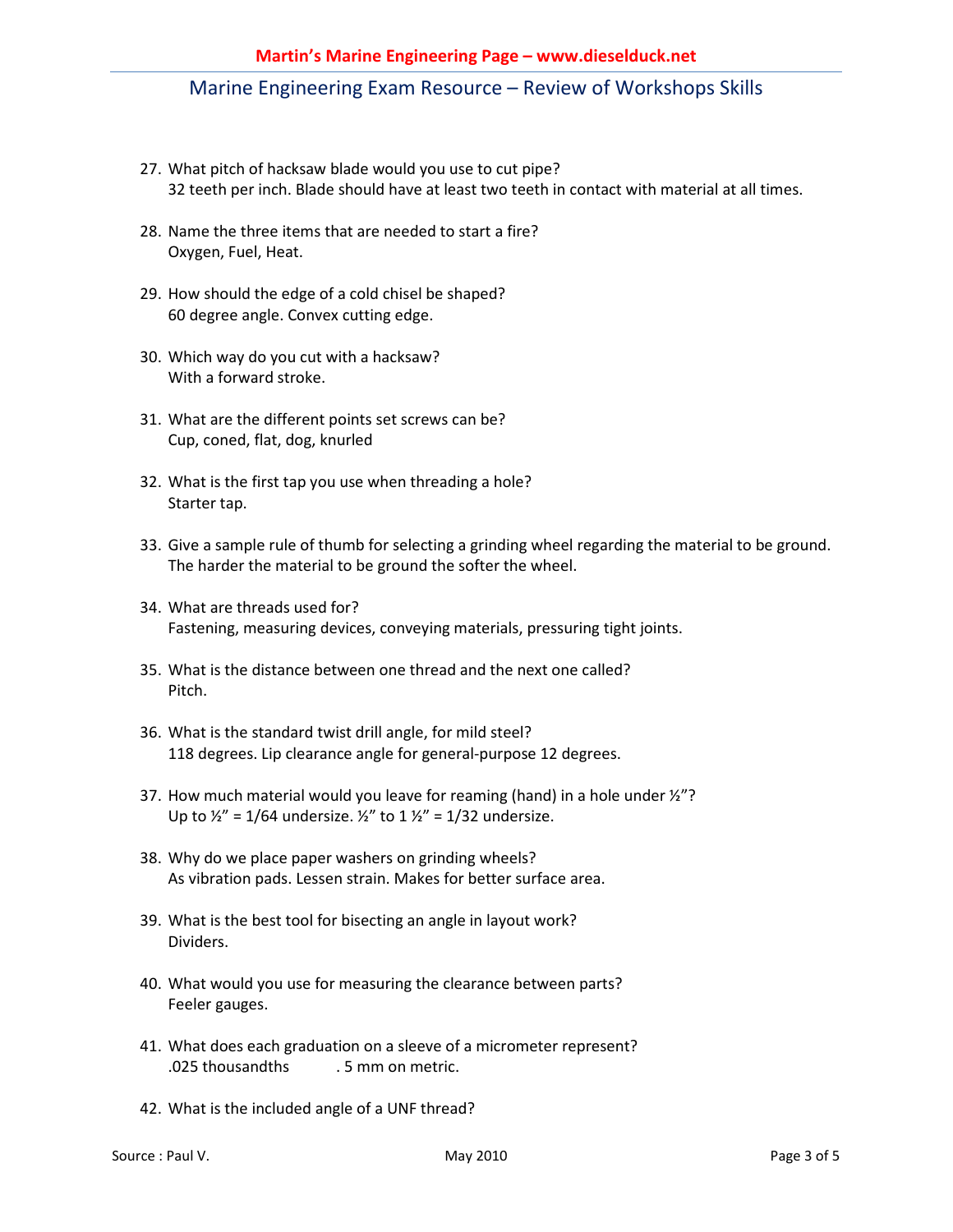27. What pitch of hacksaw blade would you use to cut pipe?
    32 teeth per inch. Blade should have at least two teeth in contact with material at all times.

28. Name the three items that are needed to start a fire?
    Oxygen, Fuel, Heat.

29. How should the edge of a cold chisel be shaped?
    60 degree angle. Convex cutting edge.

30. Which way do you cut with a hacksaw?
    With a forward stroke.

31. What are the different points set screws can be?
    Cup, coned, flat, dog, knurled

32. What is the first tap you use when threading a hole?
    Starter tap.

33. Give a sample rule of thumb for selecting a grinding wheel regarding the material to be ground.
    The harder the material to be ground the softer the wheel.

34. What are threads used for?
    Fastening, measuring devices, conveying materials, pressuring tight joints.

35. What is the distance between one thread and the next one called?
    Pitch.

36. What is the standard twist drill angle, for mild steel?
    118 degrees. Lip clearance angle for general-purpose 12 degrees.

37. How much material would you leave for reaming (hand) in a hole under ½"?
    Up to ½" = 1/64 undersize. ½" to 1 ½" = 1/32 undersize.

38. Why do we place paper washers on grinding wheels?
    As vibration pads. Lessen strain. Makes for better surface area.

39. What is the best tool for bisecting an angle in layout work?
    Dividers.

40. What would you use for measuring the clearance between parts?
    Feeler gauges.

41. What does each graduation on a sleeve of a micrometer represent?
    .025 thousandths . 5 mm on metric.

42. What is the included angle of a UNF thread?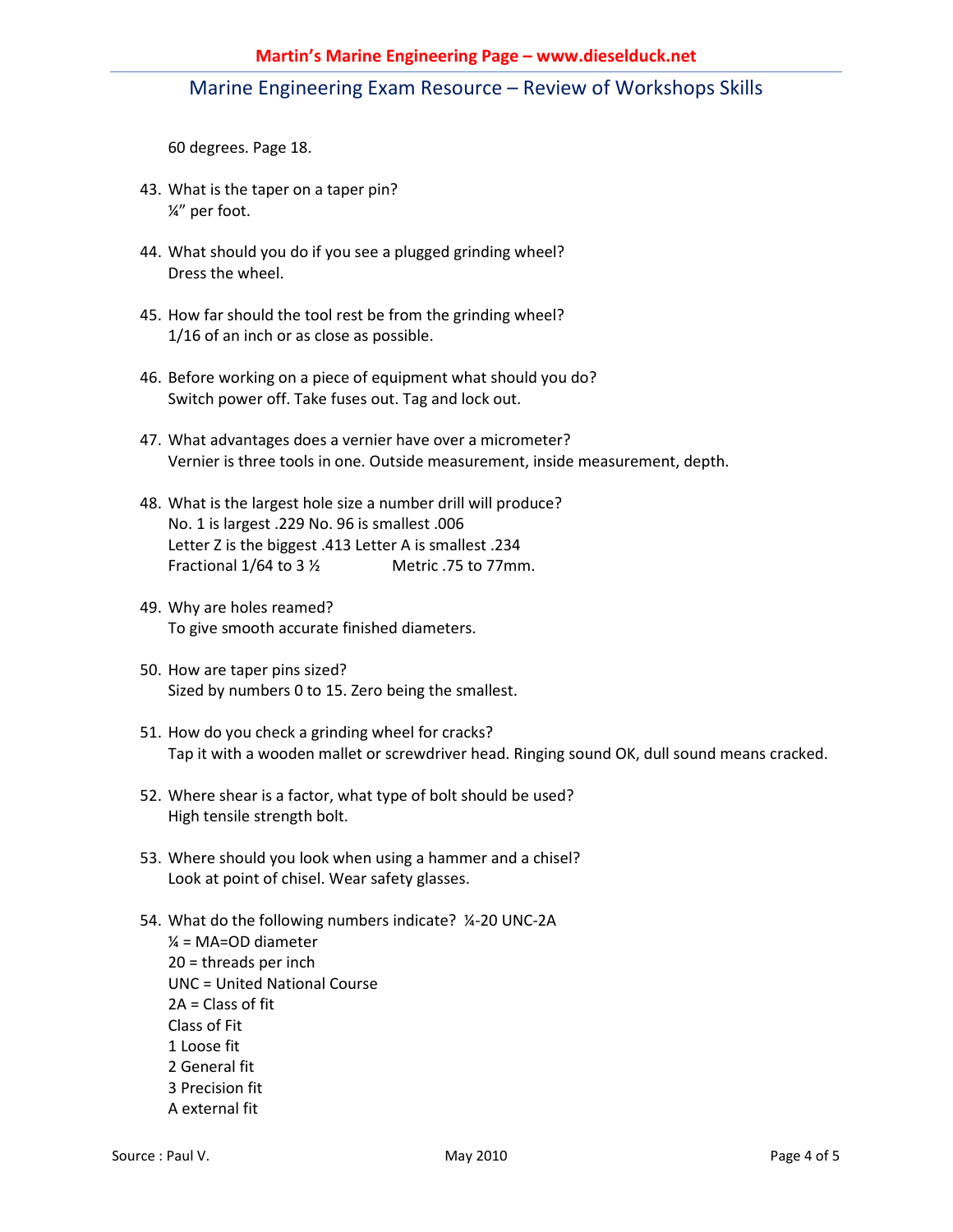60 degrees. Page 18.

43. What is the taper on a taper pin?
    ¼" per foot.

44. What should you do if you see a plugged grinding wheel?
    Dress the wheel.

45. How far should the tool rest be from the grinding wheel?
    1/16 of an inch or as close as possible.

46. Before working on a piece of equipment what should you do?
    Switch power off. Take fuses out. Tag and lock out.

47. What advantages does a vernier have over a micrometer?
    Vernier is three tools in one. Outside measurement, inside measurement, depth.

48. What is the largest hole size a number drill will produce?
    No. 1 is largest .229 No. 96 is smallest .006
    Letter Z is the biggest .413 Letter A is smallest .234
    Fractional 1/64 to 3 ½ Metric .75 to 77mm.

49. Why are holes reamed?
    To give smooth accurate finished diameters.

50. How are taper pins sized?
    Sized by numbers 0 to 15. Zero being the smallest.

51. How do you check a grinding wheel for cracks?
    Tap it with a wooden mallet or screwdriver head. Ringing sound OK, dull sound means cracked.

52. Where shear is a factor, what type of bolt should be used?
    High tensile strength bolt.

53. Where should you look when using a hammer and a chisel?
    Look at point of chisel. Wear safety glasses.

54. What do the following numbers indicate? ¼-20 UNC-2A
    ¼ = MA=OD diameter
    20 = threads per inch
    UNC = United National Course
    2A = Class of fit
    Class of Fit
    1 Loose fit
    2 General fit
    3 Precision fit
    A external fit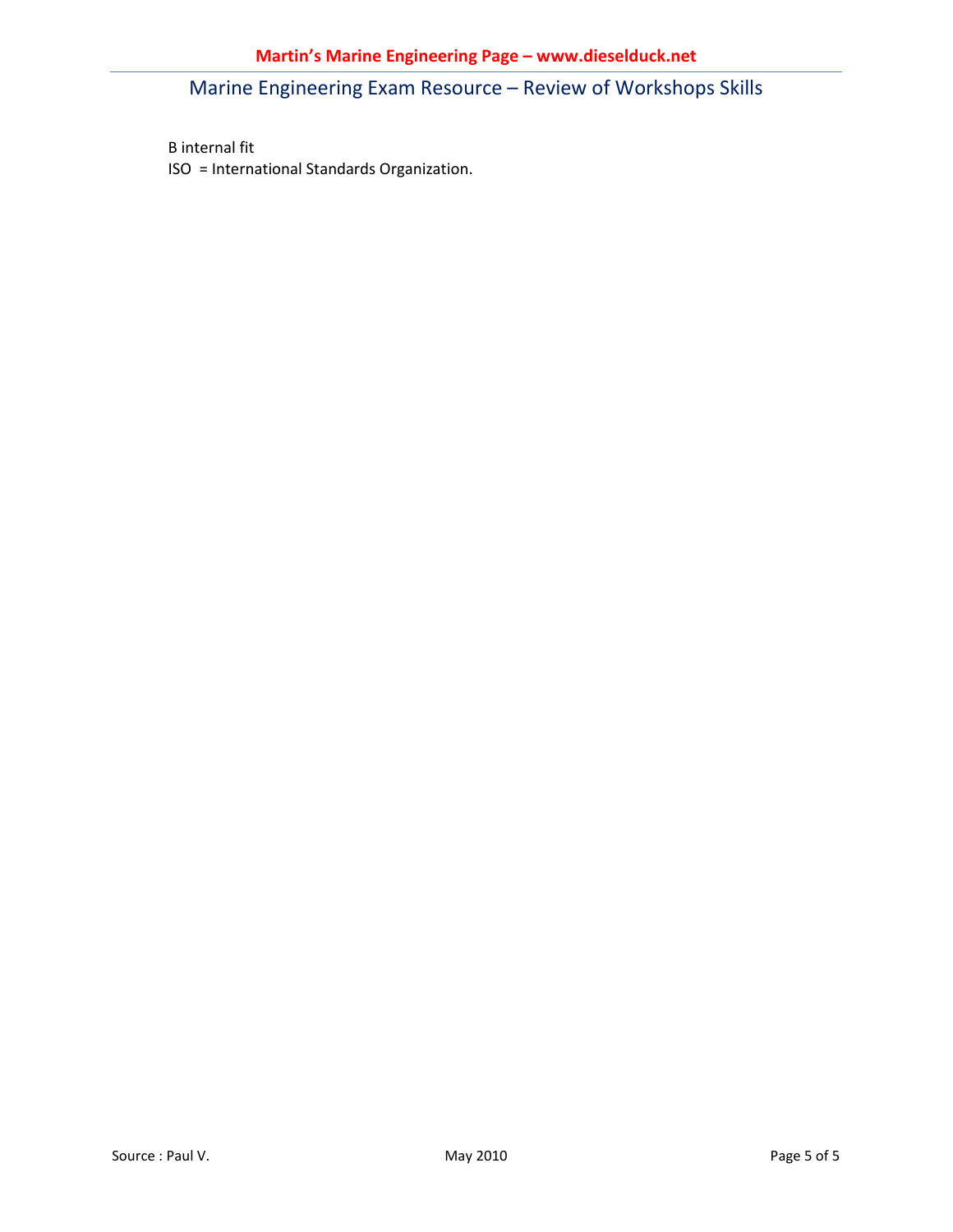B internal fit

ISO = International Standards Organization.